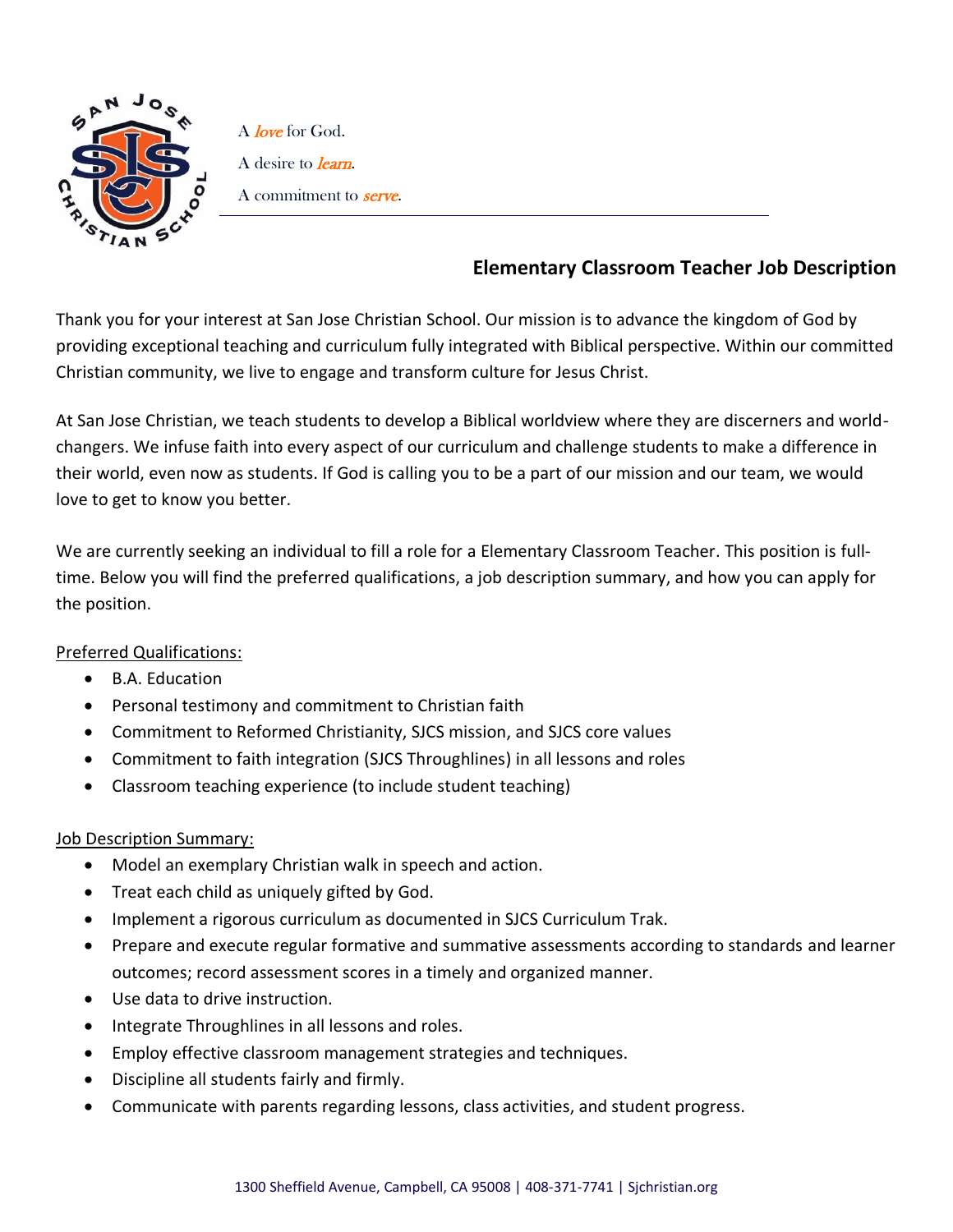A *love* for God.

A desire to *learn*.

A commitment to *serve*.

## Elementary Classroom Teacher Job Description

Thank you for your interest at San Jose Christian School. Our mission is to advance the kingdom of God by providing exceptional teaching and curriculum fully integrated with Biblical perspective. Within our committed Christian community, we live to engage and transform culture for Jesus Christ.

At San Jose Christian, we teach students to develop a Biblical worldview where they are discerners and world-changers. We infuse faith into every aspect of our curriculum and challenge students to make a difference in their world, even now as students. If God is calling you to be a part of our mission and our team, we would love to get to know you better.

We are currently seeking an individual to fill a role for a Elementary Classroom Teacher. This position is full-time. Below you will find the preferred qualifications, a job description summary, and how you can apply for the position.

Preferred Qualifications:

- B.A. Education
- Personal testimony and commitment to Christian faith
- Commitment to Reformed Christianity, SJCS mission, and SJCS core values
- Commitment to faith integration (SJCS Throughlines) in all lessons and roles
- Classroom teaching experience (to include student teaching)

Job Description Summary:

- Model an exemplary Christian walk in speech and action.
- Treat each child as uniquely gifted by God.
- Implement a rigorous curriculum as documented in SJCS Curriculum Trak.
- Prepare and execute regular formative and summative assessments according to standards and learner outcomes; record assessment scores in a timely and organized manner.
- Use data to drive instruction.
- Integrate Throughlines in all lessons and roles.
- Employ effective classroom management strategies and techniques.
- Discipline all students fairly and firmly.
- Communicate with parents regarding lessons, class activities, and student progress.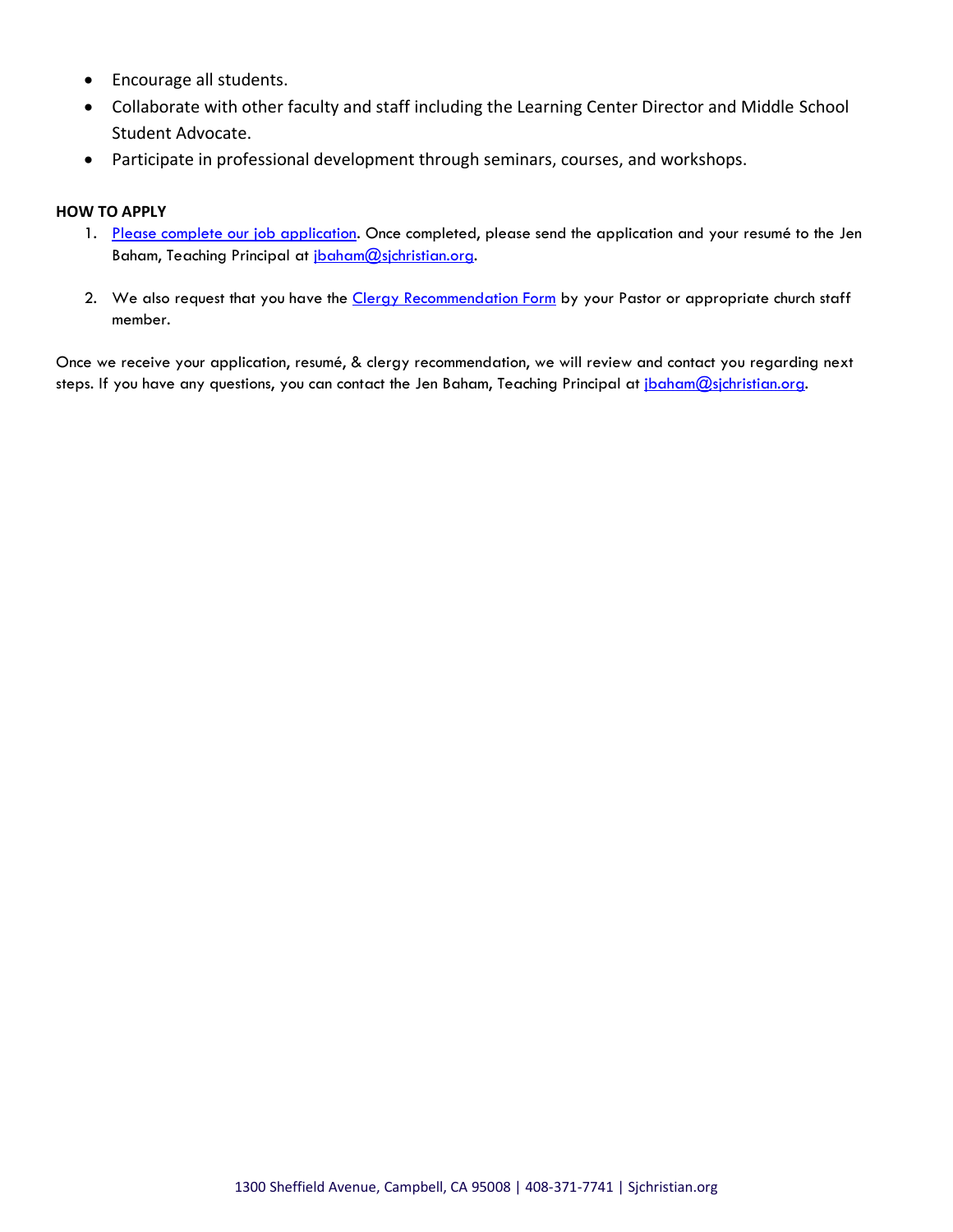- Encourage all students.
- Collaborate with other faculty and staff including the Learning Center Director and Middle School Student Advocate.
- Participate in professional development through seminars, courses, and workshops.

**HOW TO APPLY**

1. Please complete our job application. Once completed, please send the application and your resumé to the Jen Baham, Teaching Principal at jbaham@sjchristian.org.

2. We also request that you have the Clergy Recommendation Form by your Pastor or appropriate church staff member.

Once we receive your application, resumé, & clergy recommendation, we will review and contact you regarding next steps. If you have any questions, you can contact the Jen Baham, Teaching Principal at jbaham@sjchristian.org.

1300 Sheffield Avenue, Campbell, CA 95008 | 408-371-7741 | Sjchristian.org